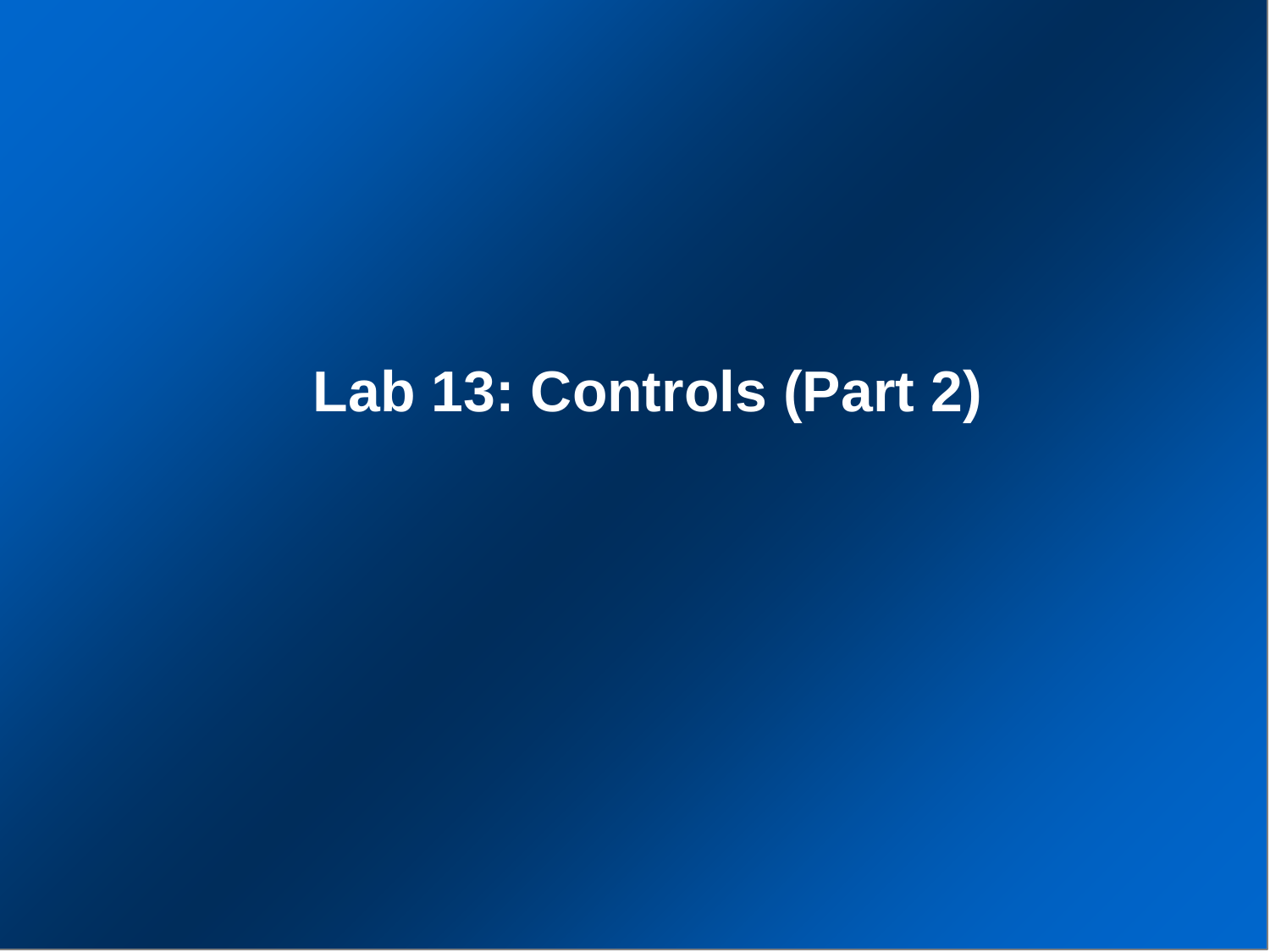# Lab 13: Controls (Part 2)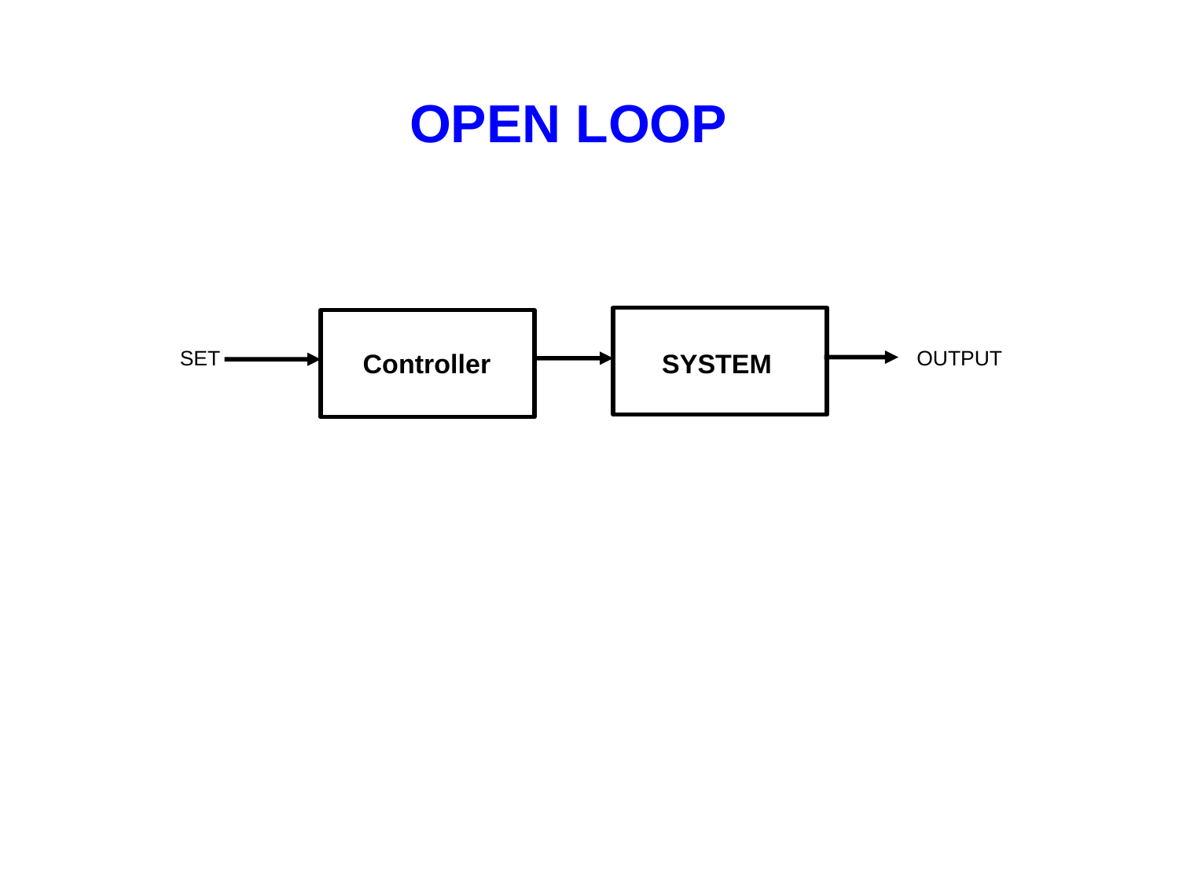# OPEN LOOP

SET → Controller → SYSTEM → OUTPUT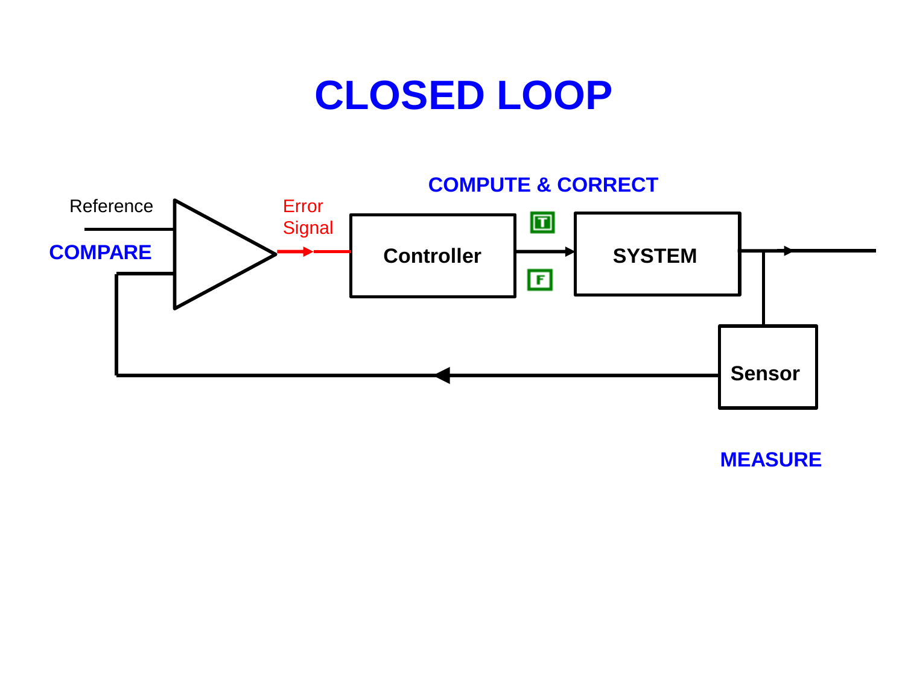# CLOSED LOOP

COMPUTE & CORRECT

Reference

COMPARE

Error Signal

Controller

T

F

SYSTEM

Sensor

MEASURE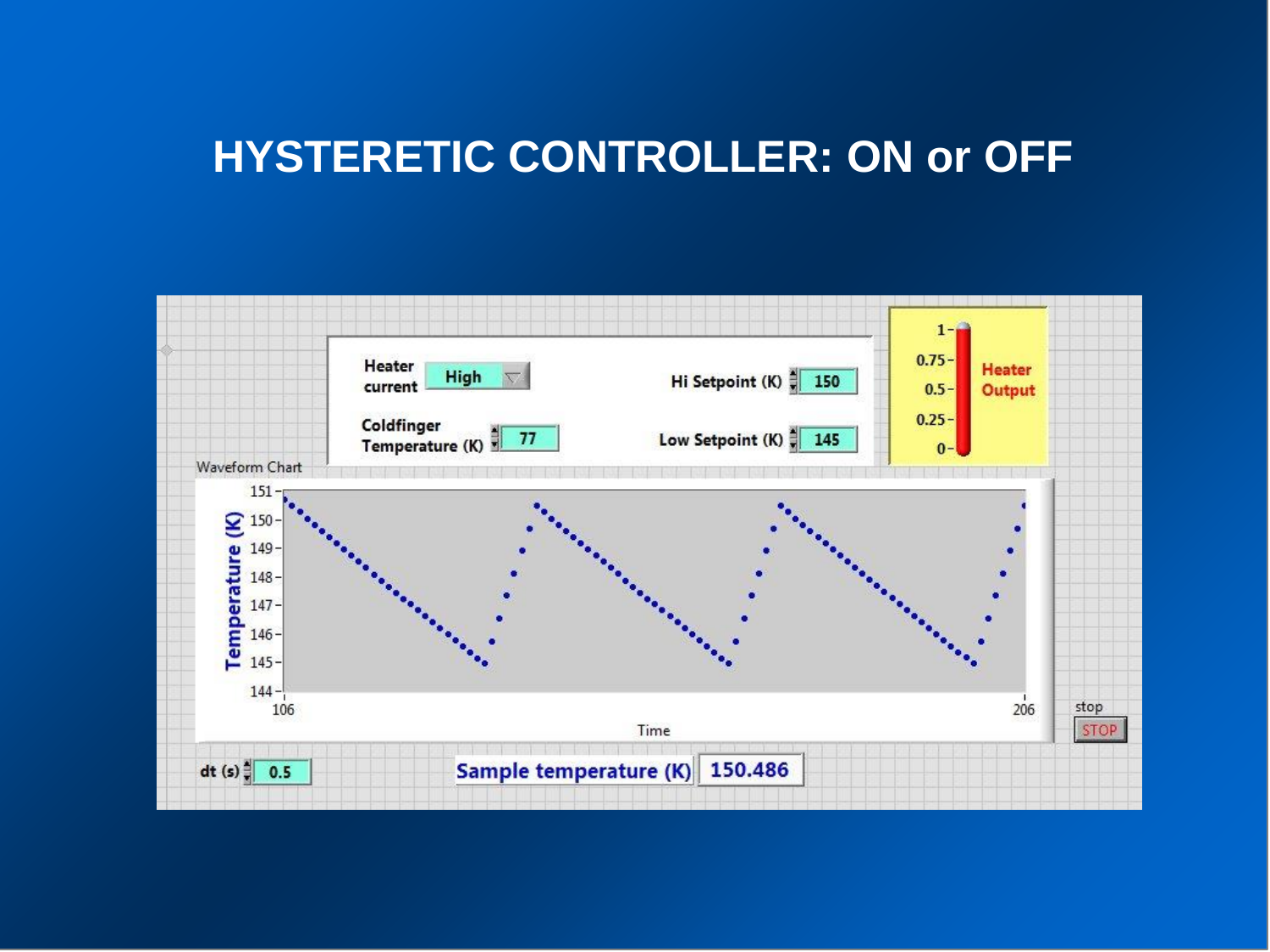# HYSTERETIC CONTROLLER: ON or OFF

Heater current: High

Coldfinger Temperature (K): 77

Hi Setpoint (K): 150

Low Setpoint (K): 145

Heater Output

Waveform Chart

Temperature (K)

Time

dt (s): 0.5

Sample temperature (K): 150.486

stop

STOP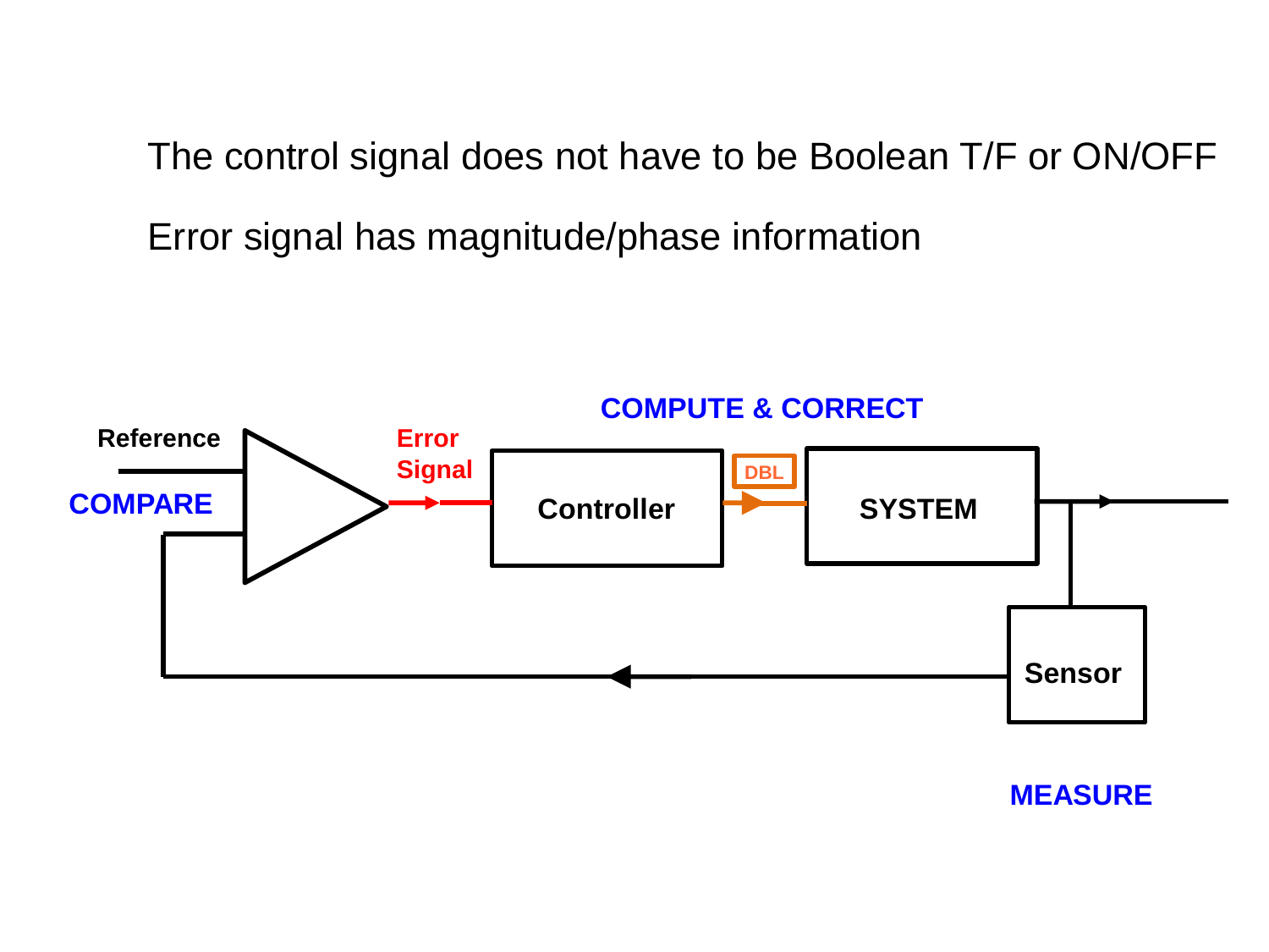The control signal does not have to be Boolean T/F or ON/OFF

Error signal has magnitude/phase information

Reference

COMPARE

Error Signal

COMPUTE & CORRECT

Controller

DBL

SYSTEM

Sensor

MEASURE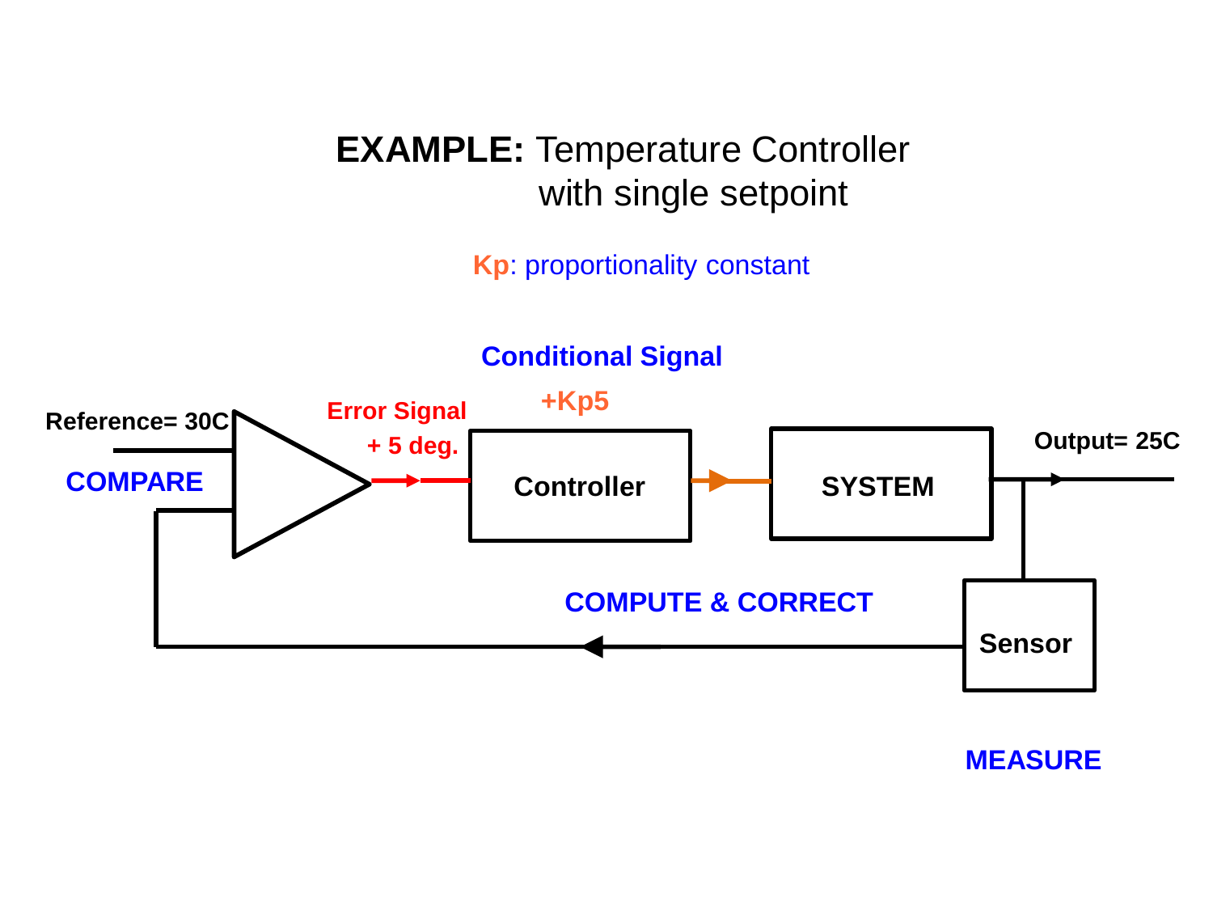# **EXAMPLE:** Temperature Controller with single setpoint

Kp: proportionality constant

Conditional Signal

+Kp5

Reference= 30C

COMPARE

Error Signal

+ 5 deg.

Controller

SYSTEM

Output= 25C

COMPUTE & CORRECT

Sensor

MEASURE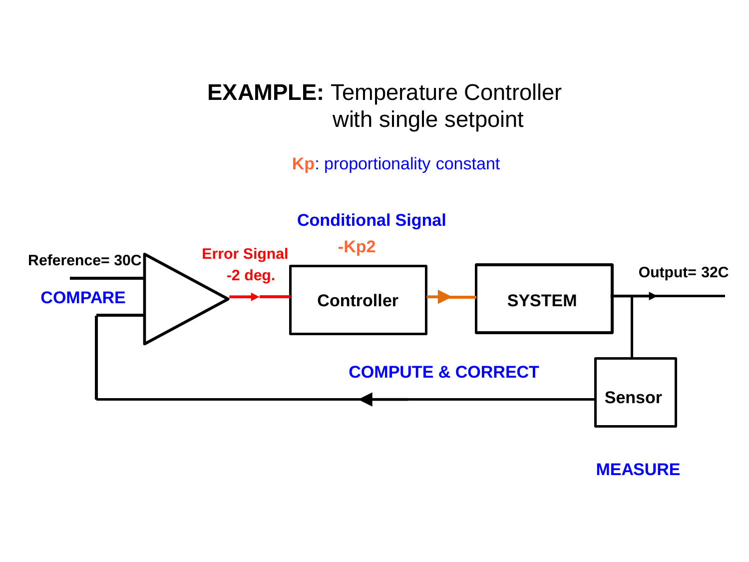**EXAMPLE:** Temperature Controller with single setpoint

Kp: proportionality constant

Conditional Signal

-Kp2

Reference= 30C

COMPARE

Error Signal

-2 deg.

Controller

SYSTEM

Output= 32C

COMPUTE & CORRECT

Sensor

MEASURE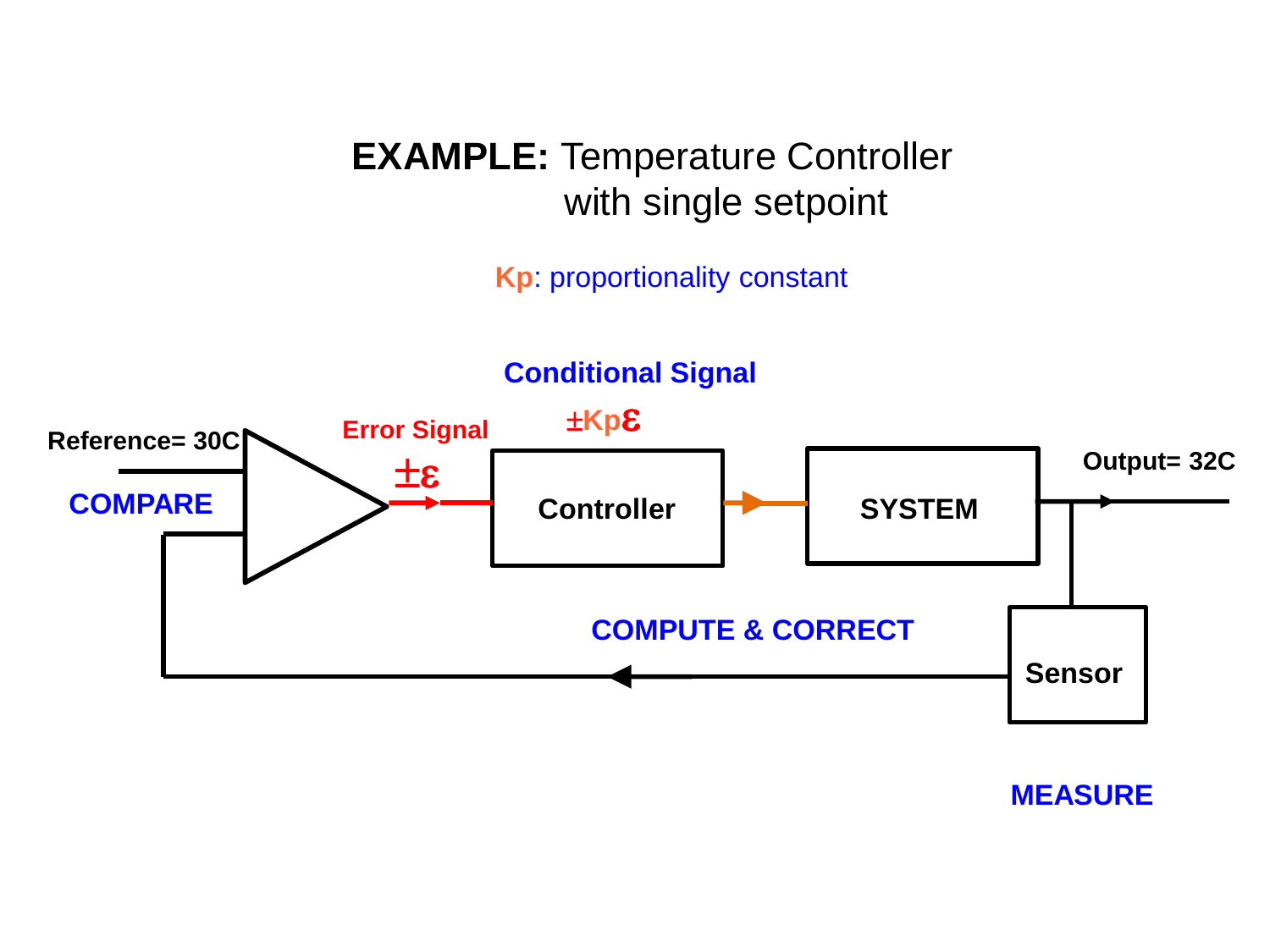**EXAMPLE:** Temperature Controller with single setpoint

Kp: proportionality constant

Conditional Signal

$\pm K_p \varepsilon$

Reference= 30C

COMPARE

Error Signal

$\pm \varepsilon$

Controller

SYSTEM

Output= 32C

COMPUTE & CORRECT

Sensor

MEASURE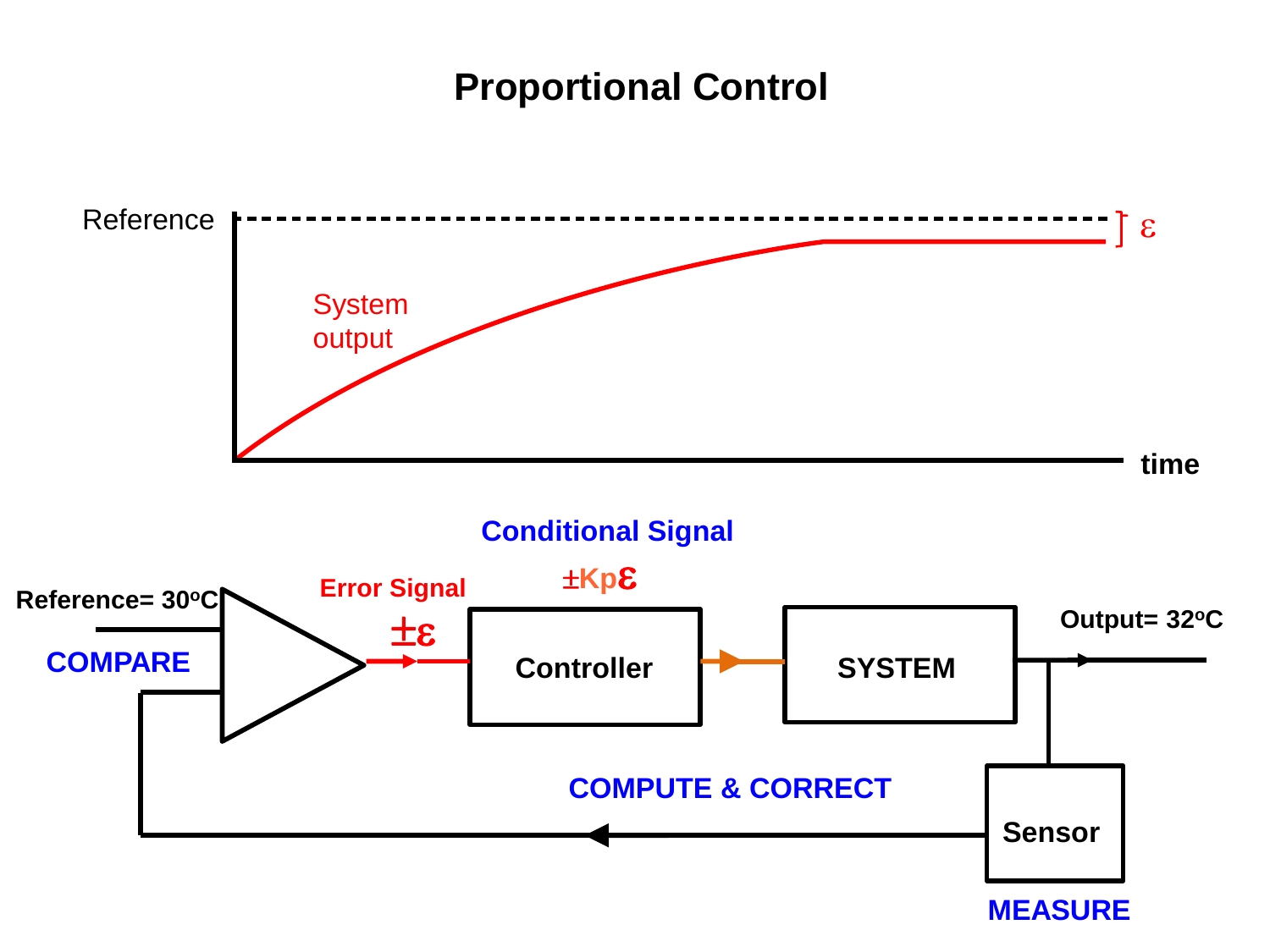# Proportional Control

Reference

System output

$\varepsilon$

time

Conditional Signal

$\pm K_p \varepsilon$

Reference= 30°C

COMPARE

Error Signal

$\pm\varepsilon$

Controller

SYSTEM

Output= 32°C

COMPUTE & CORRECT

Sensor

MEASURE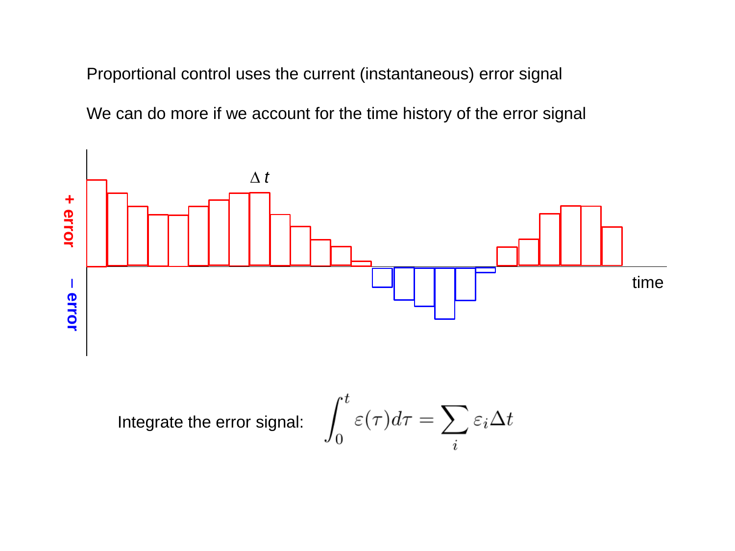Proportional control uses the current (instantaneous) error signal

We can do more if we account for the time history of the error signal

Integrate the error signal: $$\int_0^t \varepsilon(\tau)\, d\tau = \sum_i \varepsilon_i \Delta t$$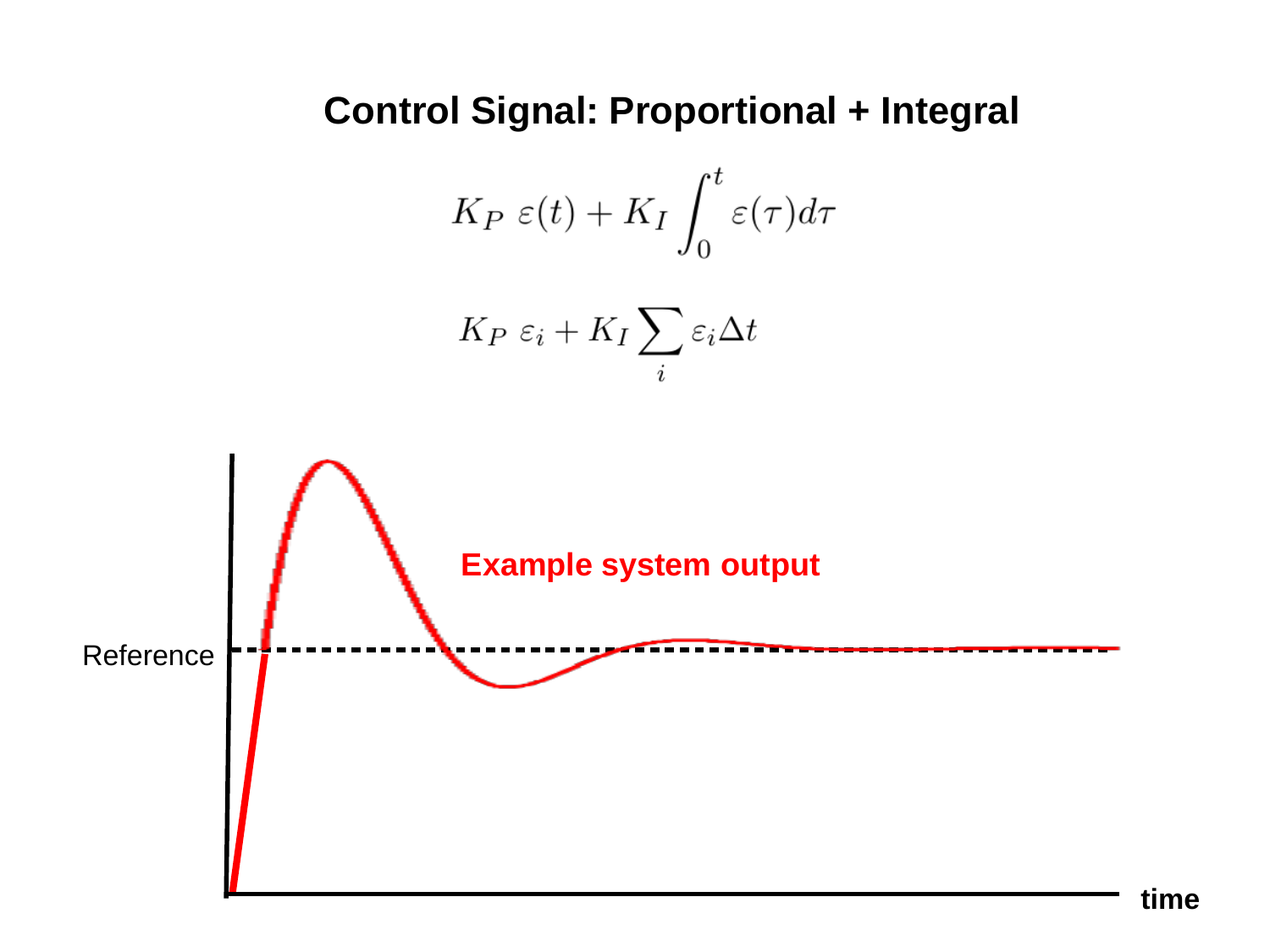# Control Signal: Proportional + Integral

$$K_P \ \varepsilon(t) + K_I \int_0^t \varepsilon(\tau) d\tau$$

$$K_P \ \varepsilon_i + K_I \sum_i \varepsilon_i \Delta t$$

Example system output

Reference

time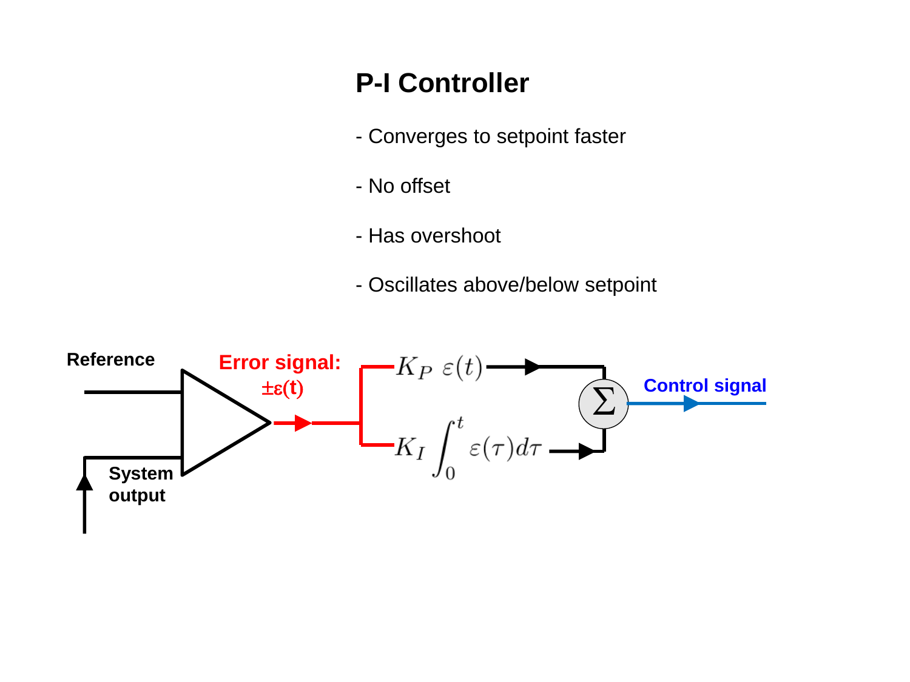# P-I Controller

- Converges to setpoint faster
- No offset
- Has overshoot
- Oscillates above/below setpoint

Reference

System output

Error signal: $\pm\varepsilon(t)$

$K_P\ \varepsilon(t)$

$K_I \int_0^t \varepsilon(\tau) d\tau$

$\Sigma$

Control signal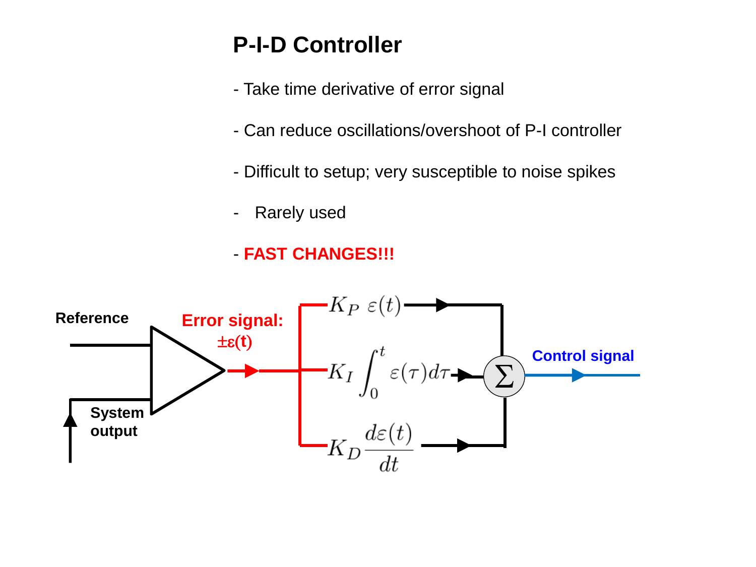# P-I-D Controller

- Take time derivative of error signal
- Can reduce oscillations/overshoot of P-I controller
- Difficult to setup; very susceptible to noise spikes
- Rarely used
- **FAST CHANGES!!!**

Reference

System output

**Error signal:** $\pm\varepsilon(t)$

$$K_P \ \varepsilon(t)$$

$$K_I \int_0^t \varepsilon(\tau) d\tau$$

$$K_D \frac{d\varepsilon(t)}{dt}$$

$\Sigma$

**Control signal**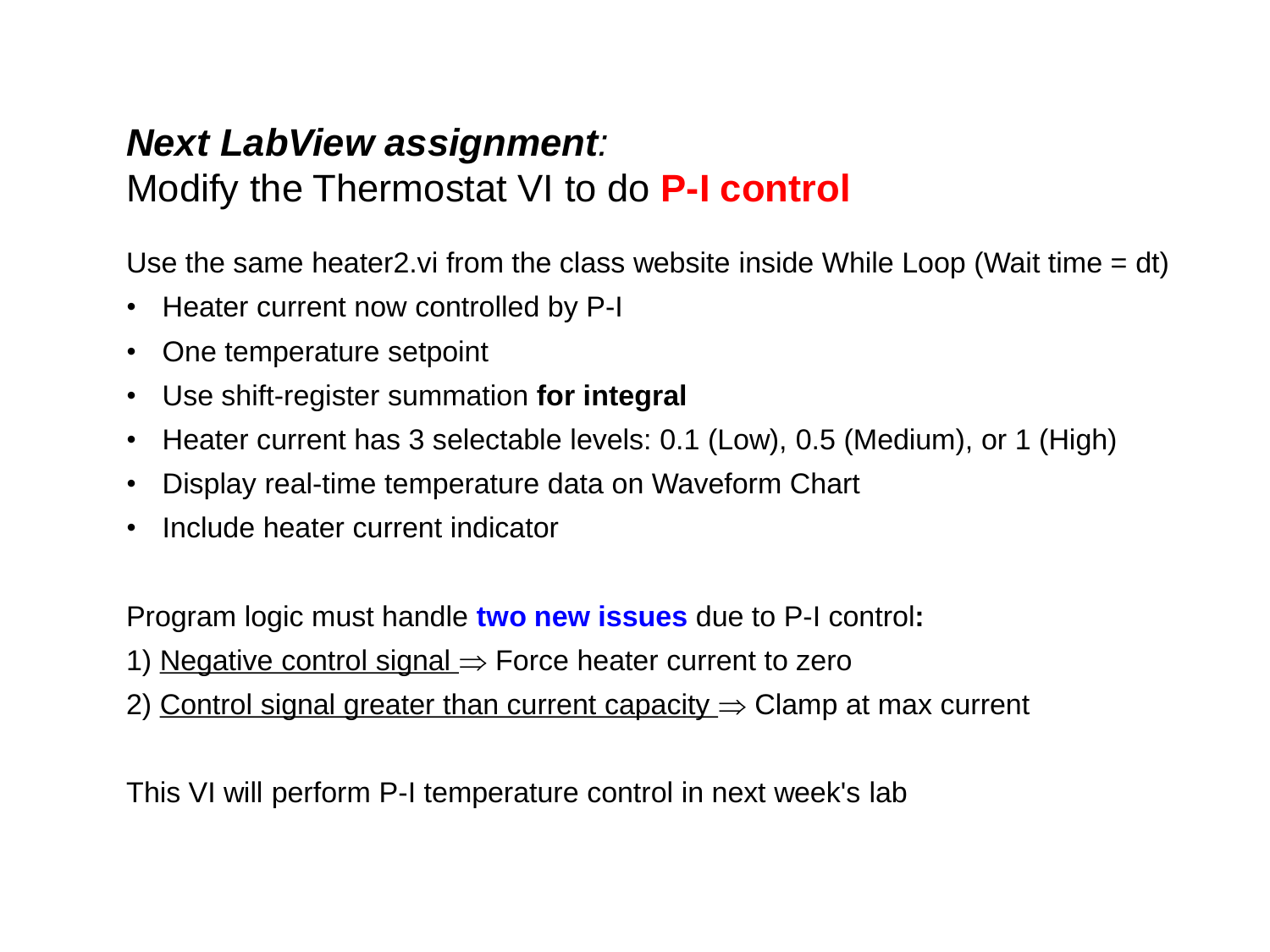## ***Next LabView assignment**:*

## Modify the Thermostat VI to do **P-I control**

Use the same heater2.vi from the class website inside While Loop (Wait time = dt)

- Heater current now controlled by P-I
- One temperature setpoint
- Use shift-register summation **for integral**
- Heater current has 3 selectable levels: 0.1 (Low), 0.5 (Medium), or 1 (High)
- Display real-time temperature data on Waveform Chart
- Include heater current indicator

Program logic must handle **two new issues** due to P-I control**:**

1) <u>Negative control signal</u> $\Rightarrow$ Force heater current to zero

2) <u>Control signal greater than current capacity</u> $\Rightarrow$ Clamp at max current

This VI will perform P-I temperature control in next week's lab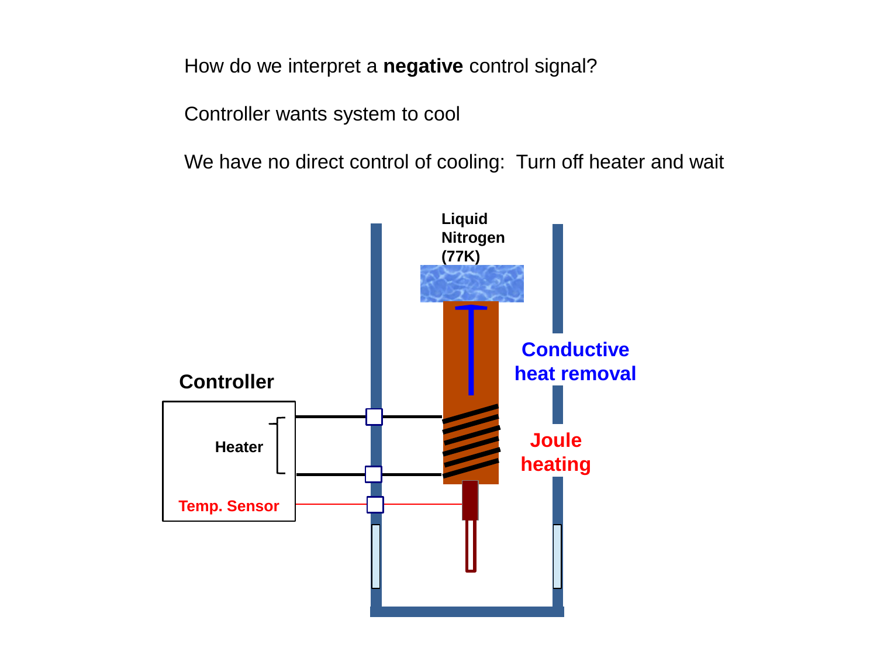How do we interpret a **negative** control signal?

Controller wants system to cool

We have no direct control of cooling:  Turn off heater and wait

Liquid Nitrogen (77K)

Conductive heat removal

Controller

Heater

Joule heating

Temp. Sensor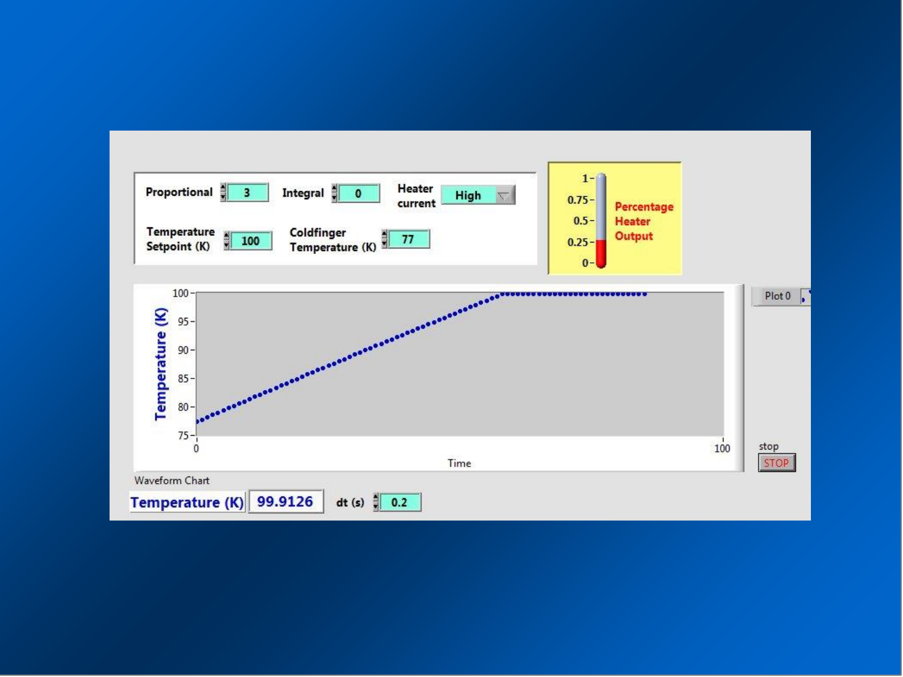Proportional 3 | Integral 0 | Heater current High

Temperature Setpoint (K) 100 | Coldfinger Temperature (K) 77

Percentage Heater Output: 1, 0.75, 0.5, 0.25, 0

Temperature (K): 100, 95, 90, 85, 80, 75

Time: 0, 100

Plot 0

Waveform Chart

stop STOP

Temperature (K) 99.9126 | dt (s) 0.2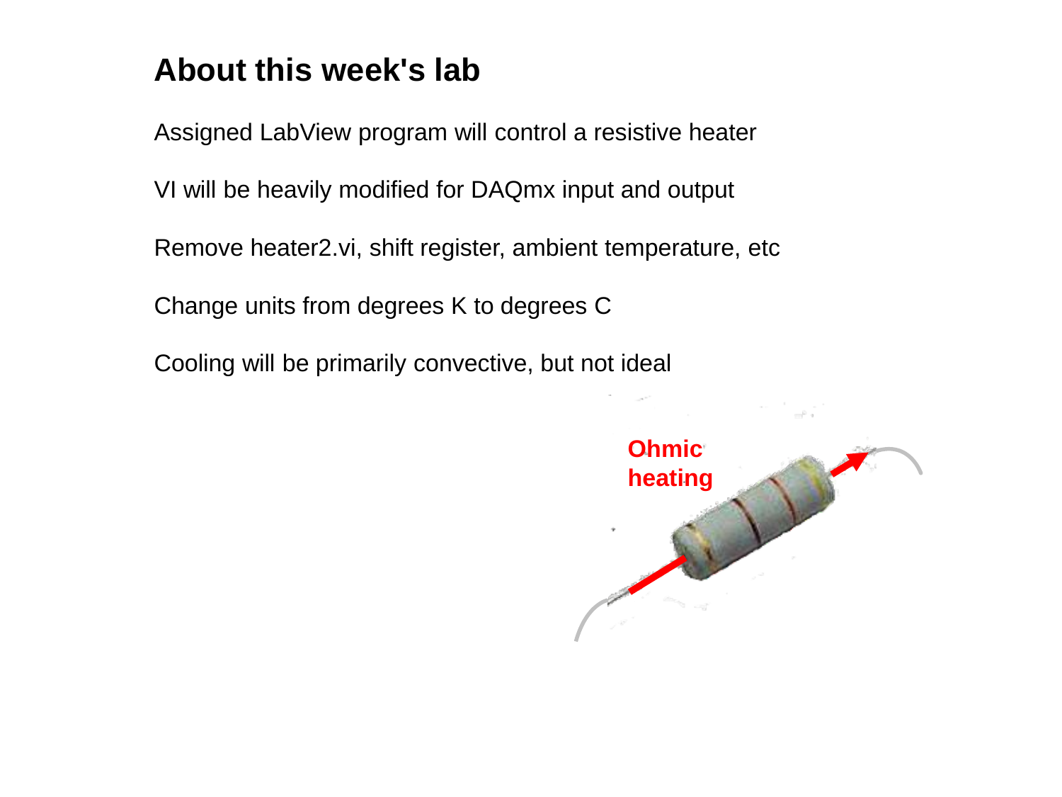# About this week's lab

Assigned LabView program will control a resistive heater

VI will be heavily modified for DAQmx input and output

Remove heater2.vi, shift register, ambient temperature, etc

Change units from degrees K to degrees C

Cooling will be primarily convective, but not ideal

Ohmic heating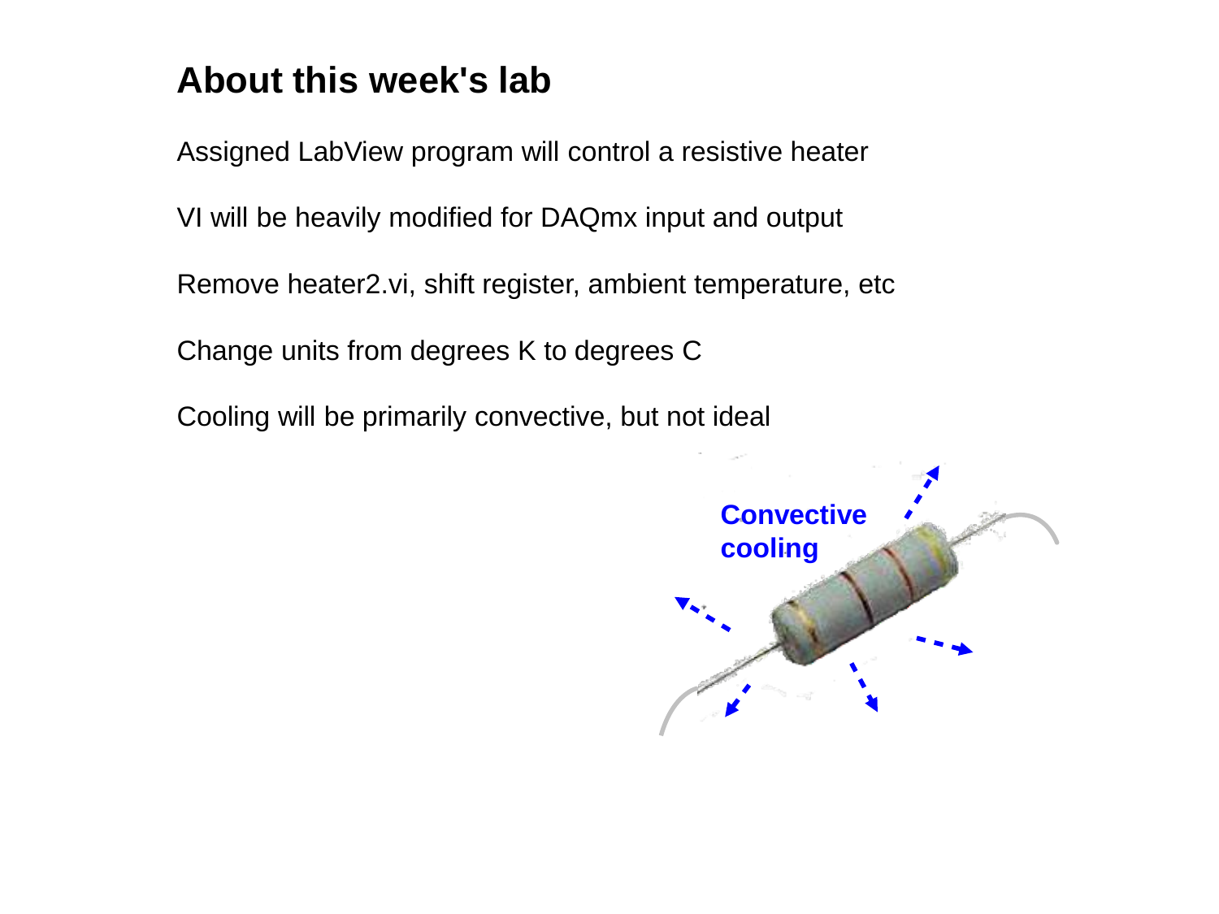# About this week's lab

Assigned LabView program will control a resistive heater

VI will be heavily modified for DAQmx input and output

Remove heater2.vi, shift register, ambient temperature, etc

Change units from degrees K to degrees C

Cooling will be primarily convective, but not ideal

Convective cooling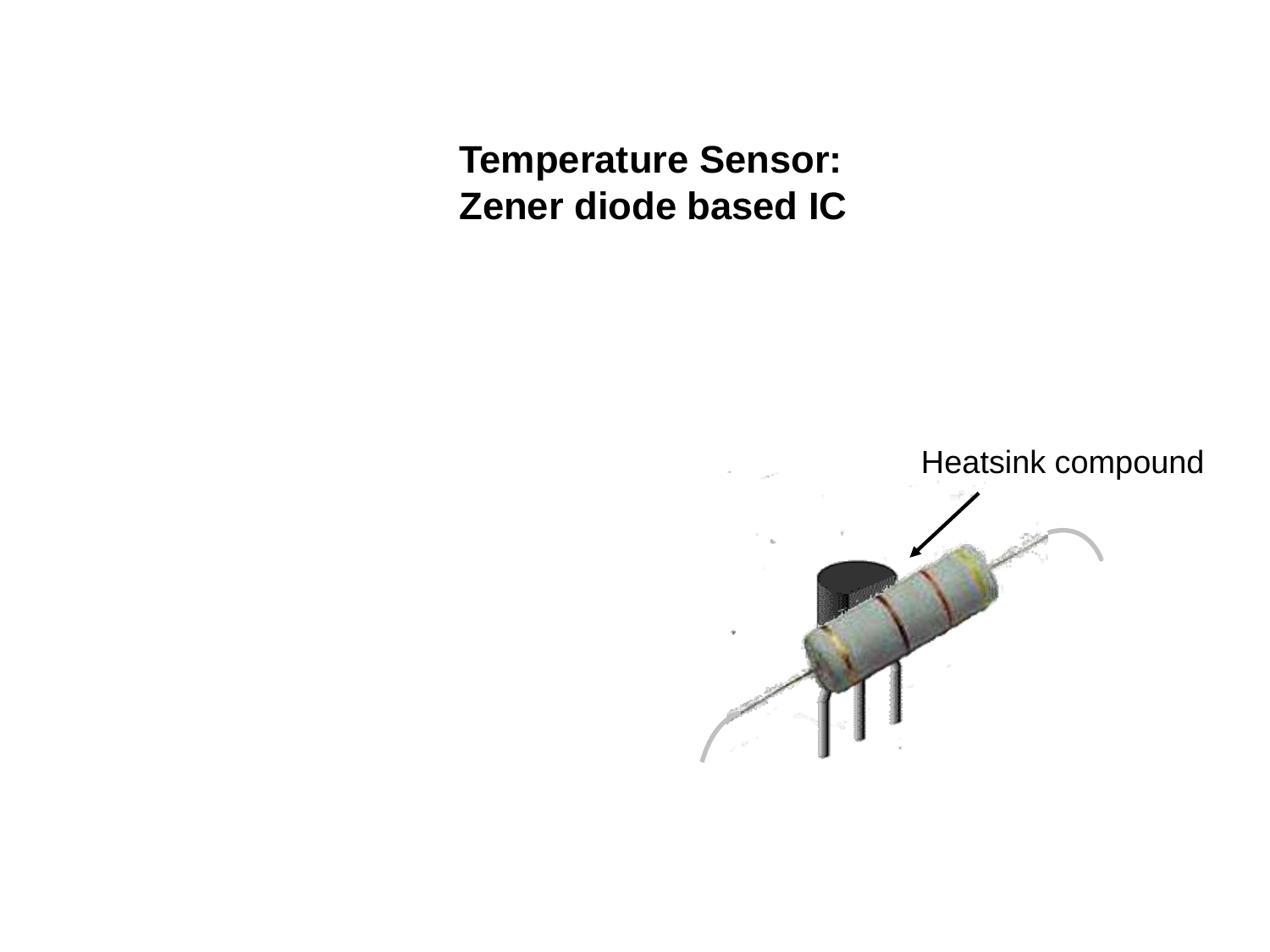**Temperature Sensor:**
**Zener diode based IC**

Heatsink compound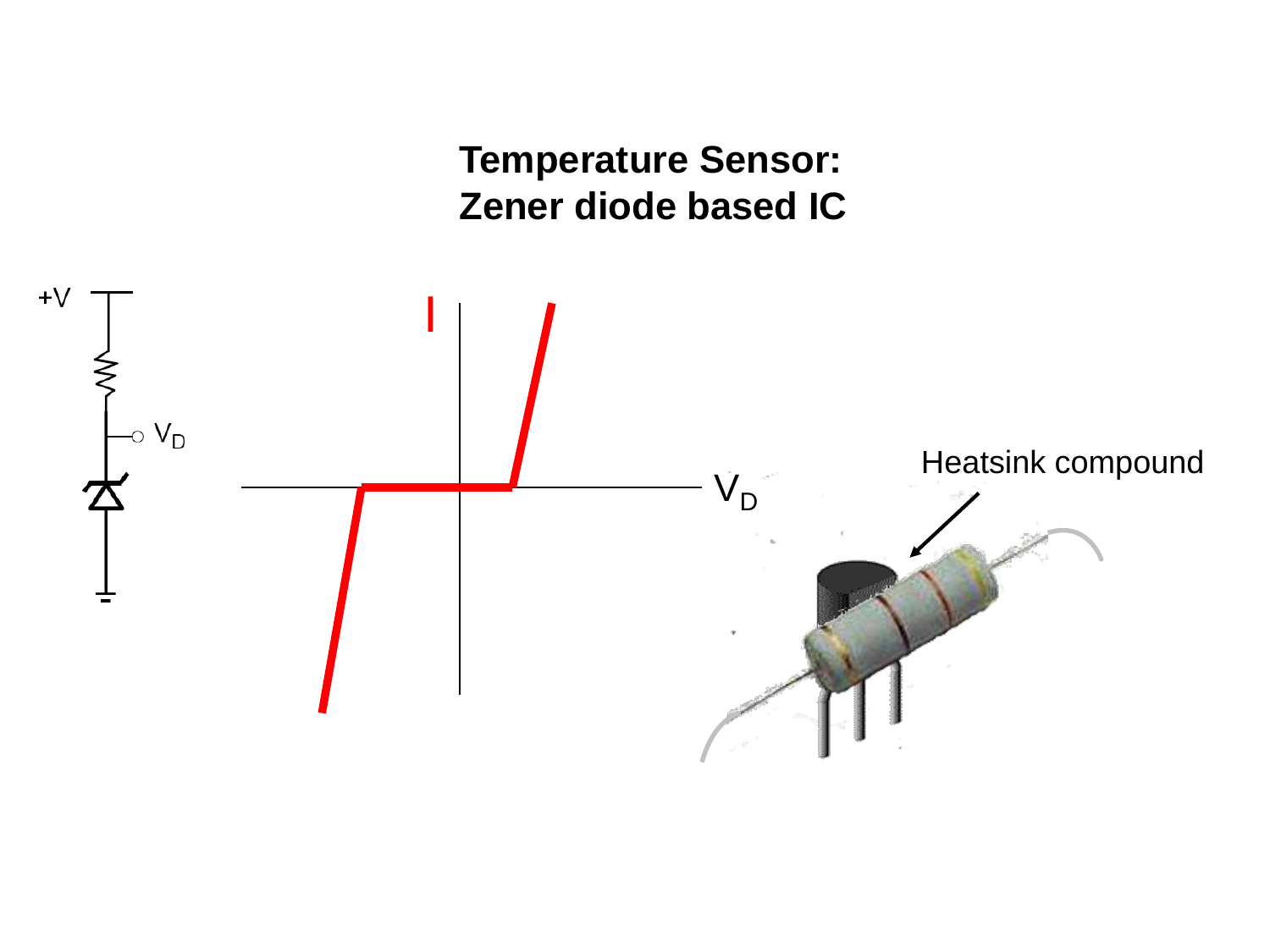# Temperature Sensor: Zener diode based IC

+V

$V_D$

I

$V_D$

Heatsink compound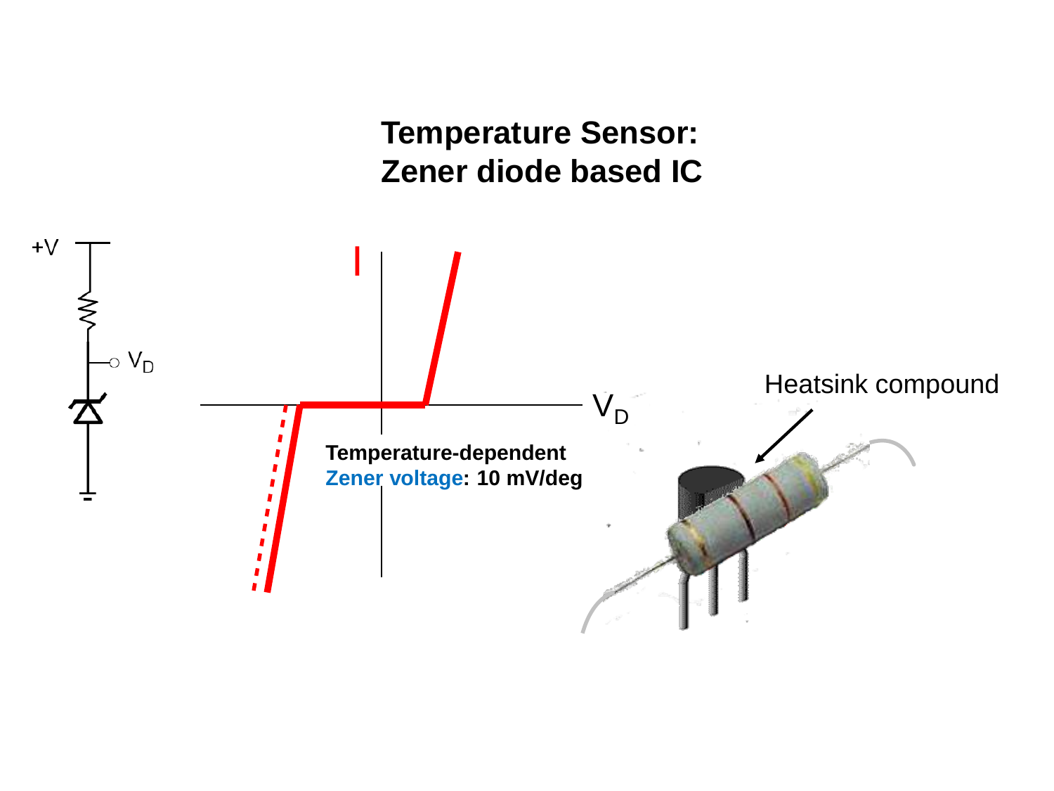# Temperature Sensor: Zener diode based IC

+V

$V_D$

I

$V_D$

Temperature-dependent Zener voltage: 10 mV/deg

Heatsink compound